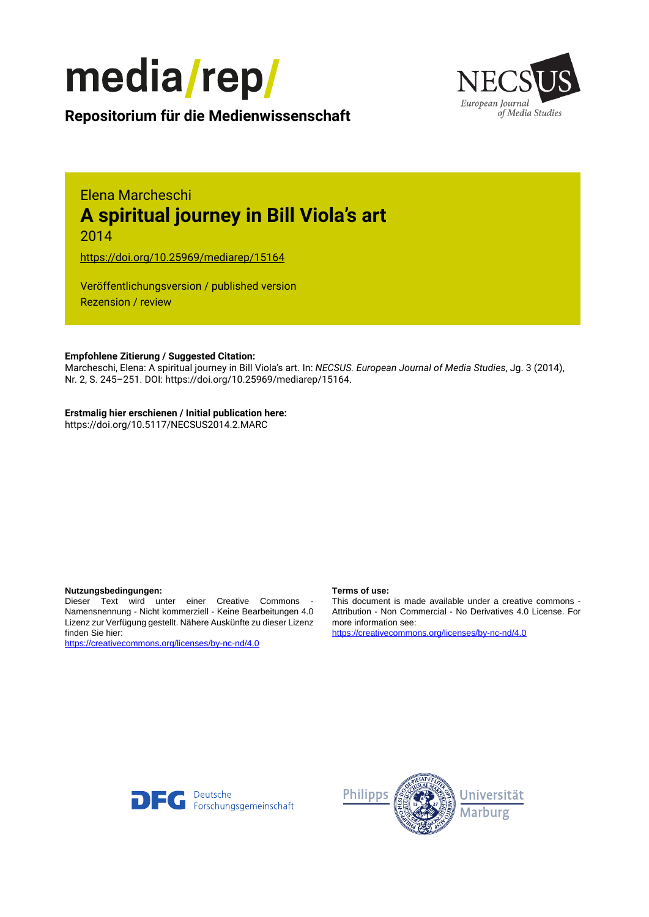media/rep/

**Repositorium für die Medienwissenschaft**

NECSUS European Journal of Media Studies

Elena Marcheschi

# A spiritual journey in Bill Viola's art

2014

https://doi.org/10.25969/mediarep/15164

Veröffentlichungsversion / published version

Rezension / review

**Empfohlene Zitierung / Suggested Citation:**

Marcheschi, Elena: A spiritual journey in Bill Viola's art. In: *NECSUS. European Journal of Media Studies*, Jg. 3 (2014), Nr. 2, S. 245–251. DOI: https://doi.org/10.25969/mediarep/15164.

**Erstmalig hier erschienen / Initial publication here:**

https://doi.org/10.5117/NECSUS2014.2.MARC

**Nutzungsbedingungen:**

Dieser Text wird unter einer Creative Commons - Namensnennung - Nicht kommerziell - Keine Bearbeitungen 4.0 Lizenz zur Verfügung gestellt. Nähere Auskünfte zu dieser Lizenz finden Sie hier:

https://creativecommons.org/licenses/by-nc-nd/4.0

**Terms of use:**

This document is made available under a creative commons - Attribution - Non Commercial - No Derivatives 4.0 License. For more information see:

https://creativecommons.org/licenses/by-nc-nd/4.0

Deutsche Forschungsgemeinschaft

Philipps Universität Marburg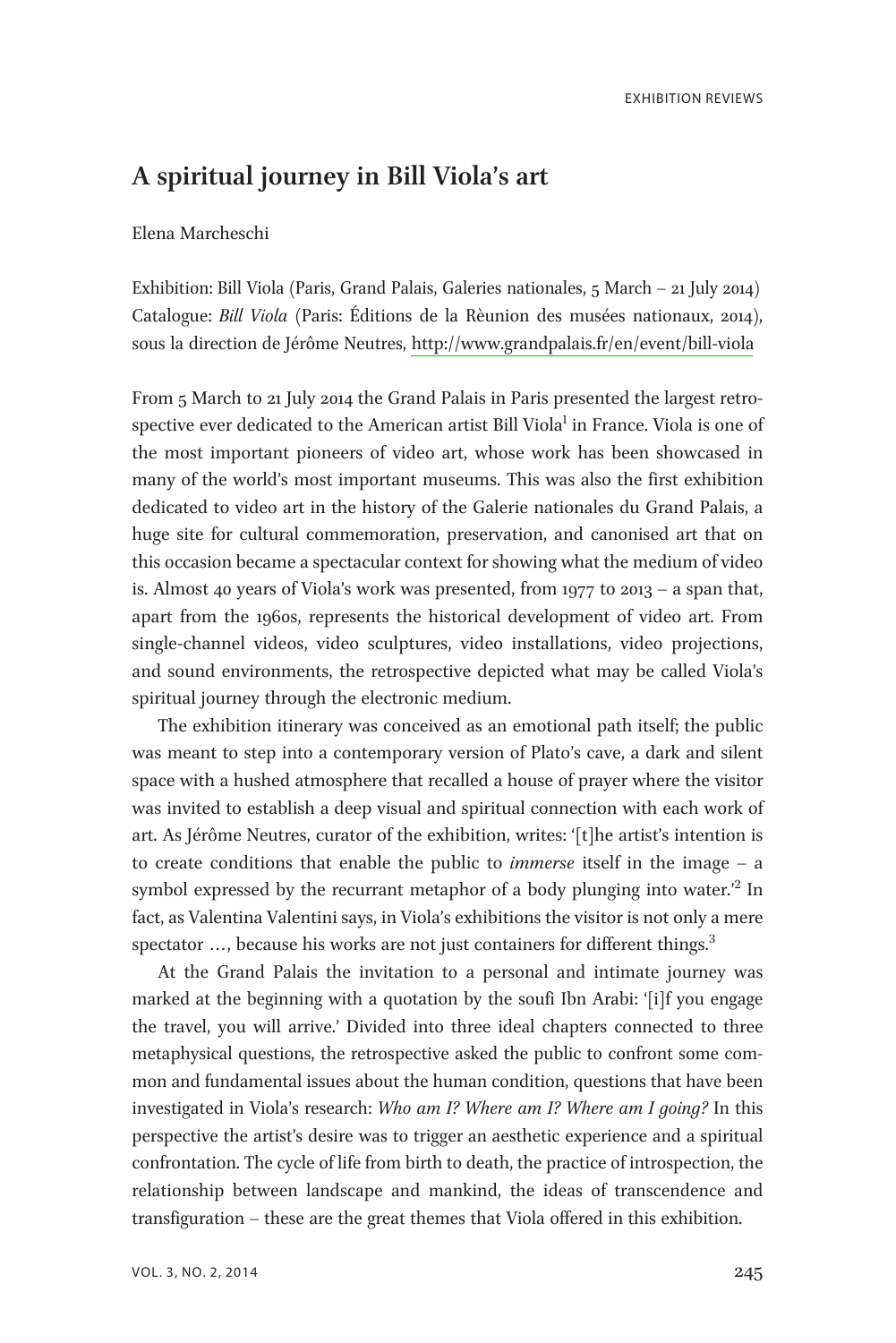# A spiritual journey in Bill Viola's art

Elena Marcheschi

Exhibition: Bill Viola (Paris, Grand Palais, Galeries nationales, 5 March – 21 July 2014)
Catalogue: *Bill Viola* (Paris: Éditions de la Rèunion des musées nationaux, 2014), sous la direction de Jérôme Neutres, http://www.grandpalais.fr/en/event/bill-viola

From 5 March to 21 July 2014 the Grand Palais in Paris presented the largest retrospective ever dedicated to the American artist Bill Viola[1] in France. Viola is one of the most important pioneers of video art, whose work has been showcased in many of the world's most important museums. This was also the first exhibition dedicated to video art in the history of the Galerie nationales du Grand Palais, a huge site for cultural commemoration, preservation, and canonised art that on this occasion became a spectacular context for showing what the medium of video is. Almost 40 years of Viola's work was presented, from 1977 to 2013 – a span that, apart from the 1960s, represents the historical development of video art. From single-channel videos, video sculptures, video installations, video projections, and sound environments, the retrospective depicted what may be called Viola's spiritual journey through the electronic medium.

The exhibition itinerary was conceived as an emotional path itself; the public was meant to step into a contemporary version of Plato's cave, a dark and silent space with a hushed atmosphere that recalled a house of prayer where the visitor was invited to establish a deep visual and spiritual connection with each work of art. As Jérôme Neutres, curator of the exhibition, writes: '[t]he artist's intention is to create conditions that enable the public to *immerse* itself in the image – a symbol expressed by the recurrant metaphor of a body plunging into water.'[2] In fact, as Valentina Valentini says, in Viola's exhibitions the visitor is not only a mere spectator …, because his works are not just containers for different things.[3]

At the Grand Palais the invitation to a personal and intimate journey was marked at the beginning with a quotation by the soufi Ibn Arabi: '[i]f you engage the travel, you will arrive.' Divided into three ideal chapters connected to three metaphysical questions, the retrospective asked the public to confront some common and fundamental issues about the human condition, questions that have been investigated in Viola's research: *Who am I? Where am I? Where am I going?* In this perspective the artist's desire was to trigger an aesthetic experience and a spiritual confrontation. The cycle of life from birth to death, the practice of introspection, the relationship between landscape and mankind, the ideas of transcendence and transfiguration – these are the great themes that Viola offered in this exhibition.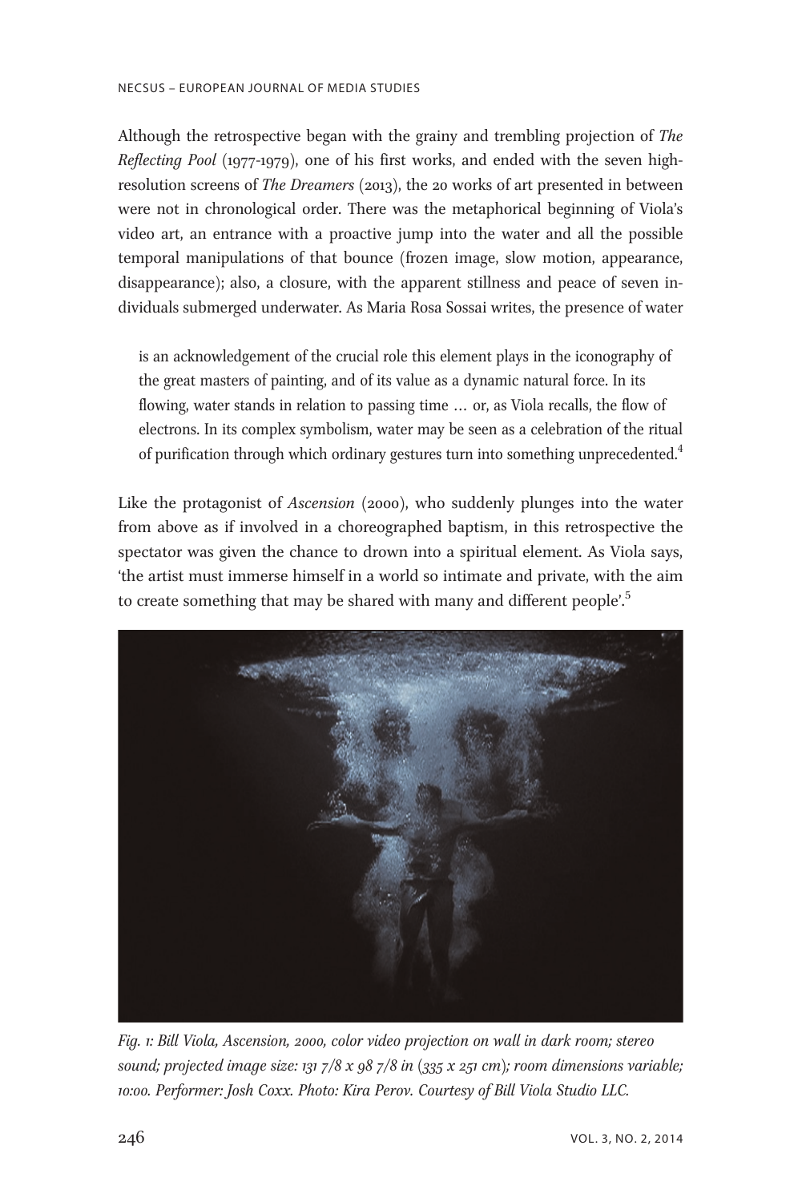Although the retrospective began with the grainy and trembling projection of *The Reflecting Pool* (1977-1979), one of his first works, and ended with the seven high-resolution screens of *The Dreamers* (2013), the 20 works of art presented in between were not in chronological order. There was the metaphorical beginning of Viola's video art, an entrance with a proactive jump into the water and all the possible temporal manipulations of that bounce (frozen image, slow motion, appearance, disappearance); also, a closure, with the apparent stillness and peace of seven individuals submerged underwater. As Maria Rosa Sossai writes, the presence of water

> is an acknowledgement of the crucial role this element plays in the iconography of the great masters of painting, and of its value as a dynamic natural force. In its flowing, water stands in relation to passing time … or, as Viola recalls, the flow of electrons. In its complex symbolism, water may be seen as a celebration of the ritual of purification through which ordinary gestures turn into something unprecedented.[4]

Like the protagonist of *Ascension* (2000), who suddenly plunges into the water from above as if involved in a choreographed baptism, in this retrospective the spectator was given the chance to drown into a spiritual element. As Viola says, 'the artist must immerse himself in a world so intimate and private, with the aim to create something that may be shared with many and different people'.[5]

*Fig. 1: Bill Viola, Ascension, 2000, color video projection on wall in dark room; stereo sound; projected image size: 131 7/8 x 98 7/8 in (335 x 251 cm); room dimensions variable; 10:00. Performer: Josh Coxx. Photo: Kira Perov. Courtesy of Bill Viola Studio LLC.*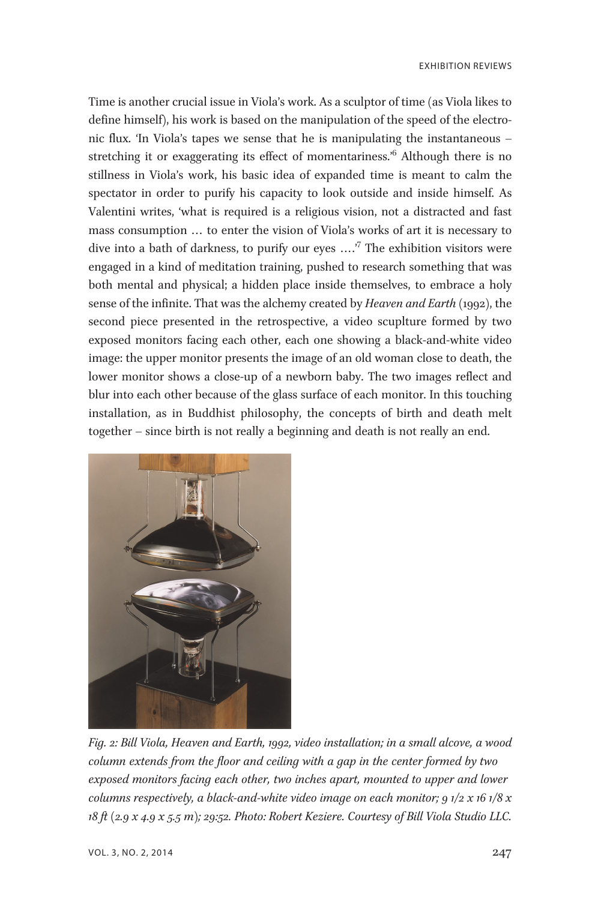Time is another crucial issue in Viola's work. As a sculptor of time (as Viola likes to define himself), his work is based on the manipulation of the speed of the electronic flux. 'In Viola's tapes we sense that he is manipulating the instantaneous – stretching it or exaggerating its effect of momentariness.'[6] Although there is no stillness in Viola's work, his basic idea of expanded time is meant to calm the spectator in order to purify his capacity to look outside and inside himself. As Valentini writes, 'what is required is a religious vision, not a distracted and fast mass consumption … to enter the vision of Viola's works of art it is necessary to dive into a bath of darkness, to purify our eyes ….'[7] The exhibition visitors were engaged in a kind of meditation training, pushed to research something that was both mental and physical; a hidden place inside themselves, to embrace a holy sense of the infinite. That was the alchemy created by *Heaven and Earth* (1992), the second piece presented in the retrospective, a video scuplture formed by two exposed monitors facing each other, each one showing a black-and-white video image: the upper monitor presents the image of an old woman close to death, the lower monitor shows a close-up of a newborn baby. The two images reflect and blur into each other because of the glass surface of each monitor. In this touching installation, as in Buddhist philosophy, the concepts of birth and death melt together – since birth is not really a beginning and death is not really an end.

*Fig. 2: Bill Viola, Heaven and Earth, 1992, video installation; in a small alcove, a wood column extends from the floor and ceiling with a gap in the center formed by two exposed monitors facing each other, two inches apart, mounted to upper and lower columns respectively, a black-and-white video image on each monitor; 9 1/2 x 16 1/8 x 18 ft (2.9 x 4.9 x 5.5 m); 29:52. Photo: Robert Keziere. Courtesy of Bill Viola Studio LLC.*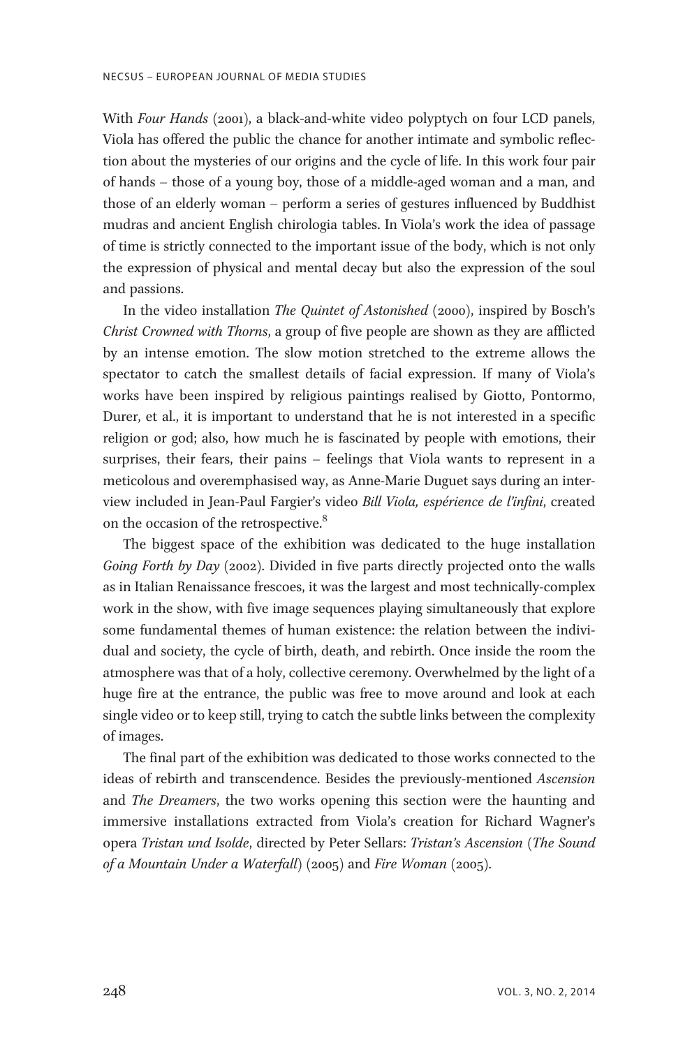With *Four Hands* (2001), a black-and-white video polyptych on four LCD panels, Viola has offered the public the chance for another intimate and symbolic reflection about the mysteries of our origins and the cycle of life. In this work four pair of hands – those of a young boy, those of a middle-aged woman and a man, and those of an elderly woman – perform a series of gestures influenced by Buddhist mudras and ancient English chirologia tables. In Viola's work the idea of passage of time is strictly connected to the important issue of the body, which is not only the expression of physical and mental decay but also the expression of the soul and passions.

In the video installation *The Quintet of Astonished* (2000), inspired by Bosch's *Christ Crowned with Thorns*, a group of five people are shown as they are afflicted by an intense emotion. The slow motion stretched to the extreme allows the spectator to catch the smallest details of facial expression. If many of Viola's works have been inspired by religious paintings realised by Giotto, Pontormo, Durer, et al., it is important to understand that he is not interested in a specific religion or god; also, how much he is fascinated by people with emotions, their surprises, their fears, their pains – feelings that Viola wants to represent in a meticolous and overemphasised way, as Anne-Marie Duguet says during an interview included in Jean-Paul Fargier's video *Bill Viola, espérience de l'infini*, created on the occasion of the retrospective.[8]

The biggest space of the exhibition was dedicated to the huge installation *Going Forth by Day* (2002). Divided in five parts directly projected onto the walls as in Italian Renaissance frescoes, it was the largest and most technically-complex work in the show, with five image sequences playing simultaneously that explore some fundamental themes of human existence: the relation between the individual and society, the cycle of birth, death, and rebirth. Once inside the room the atmosphere was that of a holy, collective ceremony. Overwhelmed by the light of a huge fire at the entrance, the public was free to move around and look at each single video or to keep still, trying to catch the subtle links between the complexity of images.

The final part of the exhibition was dedicated to those works connected to the ideas of rebirth and transcendence. Besides the previously-mentioned *Ascension* and *The Dreamers*, the two works opening this section were the haunting and immersive installations extracted from Viola's creation for Richard Wagner's opera *Tristan und Isolde*, directed by Peter Sellars: *Tristan's Ascension* (*The Sound of a Mountain Under a Waterfall*) (2005) and *Fire Woman* (2005).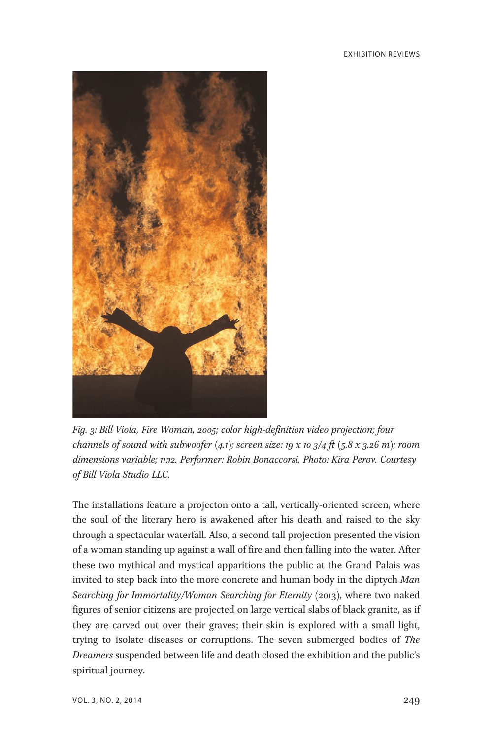*Fig. 3: Bill Viola, Fire Woman, 2005; color high-definition video projection; four channels of sound with subwoofer (4.1); screen size: 19 x 10 3/4 ft (5.8 x 3.26 m); room dimensions variable; 11:12. Performer: Robin Bonaccorsi. Photo: Kira Perov. Courtesy of Bill Viola Studio LLC.*

The installations feature a projecton onto a tall, vertically-oriented screen, where the soul of the literary hero is awakened after his death and raised to the sky through a spectacular waterfall. Also, a second tall projection presented the vision of a woman standing up against a wall of fire and then falling into the water. After these two mythical and mystical apparitions the public at the Grand Palais was invited to step back into the more concrete and human body in the diptych *Man Searching for Immortality/Woman Searching for Eternity* (2013), where two naked figures of senior citizens are projected on large vertical slabs of black granite, as if they are carved out over their graves; their skin is explored with a small light, trying to isolate diseases or corruptions. The seven submerged bodies of *The Dreamers* suspended between life and death closed the exhibition and the public's spiritual journey.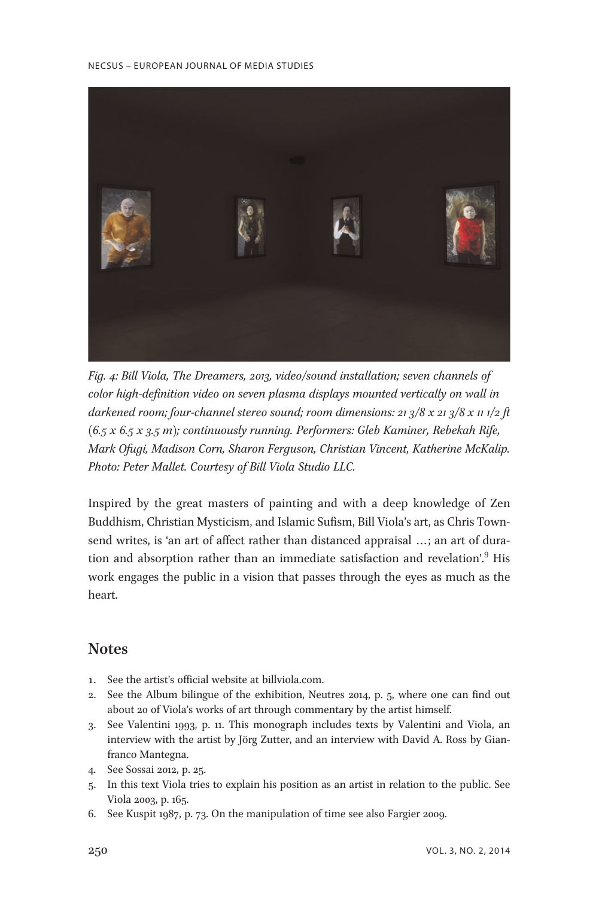*Fig. 4: Bill Viola, The Dreamers, 2013, video/sound installation; seven channels of color high-definition video on seven plasma displays mounted vertically on wall in darkened room; four-channel stereo sound; room dimensions: 21 3/8 x 21 3/8 x 11 1/2 ft (6.5 x 6.5 x 3.5 m); continuously running. Performers: Gleb Kaminer, Rebekah Rife, Mark Ofugi, Madison Corn, Sharon Ferguson, Christian Vincent, Katherine McKalip. Photo: Peter Mallet. Courtesy of Bill Viola Studio LLC.*

Inspired by the great masters of painting and with a deep knowledge of Zen Buddhism, Christian Mysticism, and Islamic Sufism, Bill Viola's art, as Chris Townsend writes, is 'an art of affect rather than distanced appraisal …; an art of duration and absorption rather than an immediate satisfaction and revelation'.[9] His work engages the public in a vision that passes through the eyes as much as the heart.

## Notes

1. See the artist's official website at billviola.com.
2. See the Album bilingue of the exhibition, Neutres 2014, p. 5, where one can find out about 20 of Viola's works of art through commentary by the artist himself.
3. See Valentini 1993, p. 11. This monograph includes texts by Valentini and Viola, an interview with the artist by Jörg Zutter, and an interview with David A. Ross by Gianfranco Mantegna.
4. See Sossai 2012, p. 25.
5. In this text Viola tries to explain his position as an artist in relation to the public. See Viola 2003, p. 165.
6. See Kuspit 1987, p. 73. On the manipulation of time see also Fargier 2009.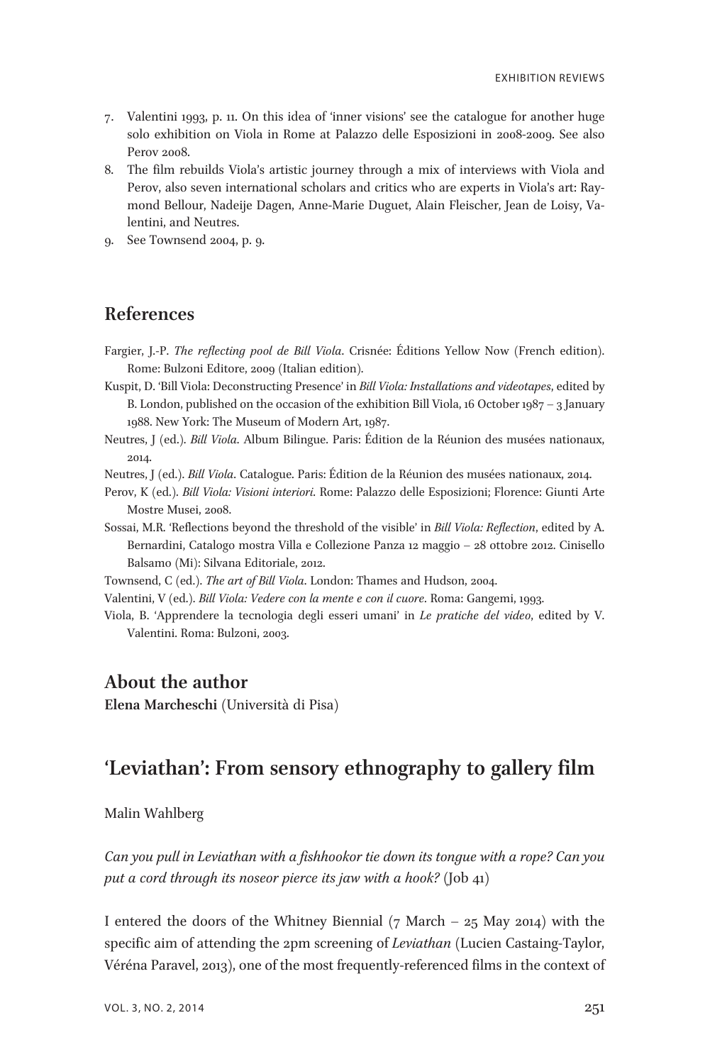7. Valentini 1993, p. 11. On this idea of 'inner visions' see the catalogue for another huge solo exhibition on Viola in Rome at Palazzo delle Esposizioni in 2008-2009. See also Perov 2008.
8. The film rebuilds Viola's artistic journey through a mix of interviews with Viola and Perov, also seven international scholars and critics who are experts in Viola's art: Raymond Bellour, Nadeije Dagen, Anne-Marie Duguet, Alain Fleischer, Jean de Loisy, Valentini, and Neutres.
9. See Townsend 2004, p. 9.

## References

Fargier, J.-P. *The reflecting pool de Bill Viola*. Crisnée: Éditions Yellow Now (French edition). Rome: Bulzoni Editore, 2009 (Italian edition).

Kuspit, D. 'Bill Viola: Deconstructing Presence' in *Bill Viola: Installations and videotapes*, edited by B. London, published on the occasion of the exhibition Bill Viola, 16 October 1987 – 3 January 1988. New York: The Museum of Modern Art, 1987.

Neutres, J (ed.). *Bill Viola*. Album Bilingue. Paris: Édition de la Réunion des musées nationaux, 2014.

Neutres, J (ed.). *Bill Viola*. Catalogue. Paris: Édition de la Réunion des musées nationaux, 2014.

Perov, K (ed.). *Bill Viola: Visioni interiori*. Rome: Palazzo delle Esposizioni; Florence: Giunti Arte Mostre Musei, 2008.

Sossai, M.R. 'Reflections beyond the threshold of the visible' in *Bill Viola: Reflection*, edited by A. Bernardini, Catalogo mostra Villa e Collezione Panza 12 maggio – 28 ottobre 2012. Cinisello Balsamo (Mi): Silvana Editoriale, 2012.

Townsend, C (ed.). *The art of Bill Viola*. London: Thames and Hudson, 2004.

Valentini, V (ed.). *Bill Viola: Vedere con la mente e con il cuore*. Roma: Gangemi, 1993.

Viola, B. 'Apprendere la tecnologia degli esseri umani' in *Le pratiche del video*, edited by V. Valentini. Roma: Bulzoni, 2003.

## About the author

**Elena Marcheschi** (Università di Pisa)

## 'Leviathan': From sensory ethnography to gallery film

Malin Wahlberg

*Can you pull in Leviathan with a fishhookor tie down its tongue with a rope? Can you put a cord through its noseor pierce its jaw with a hook?* (Job 41)

I entered the doors of the Whitney Biennial (7 March – 25 May 2014) with the specific aim of attending the 2pm screening of *Leviathan* (Lucien Castaing-Taylor, Véréna Paravel, 2013), one of the most frequently-referenced films in the context of